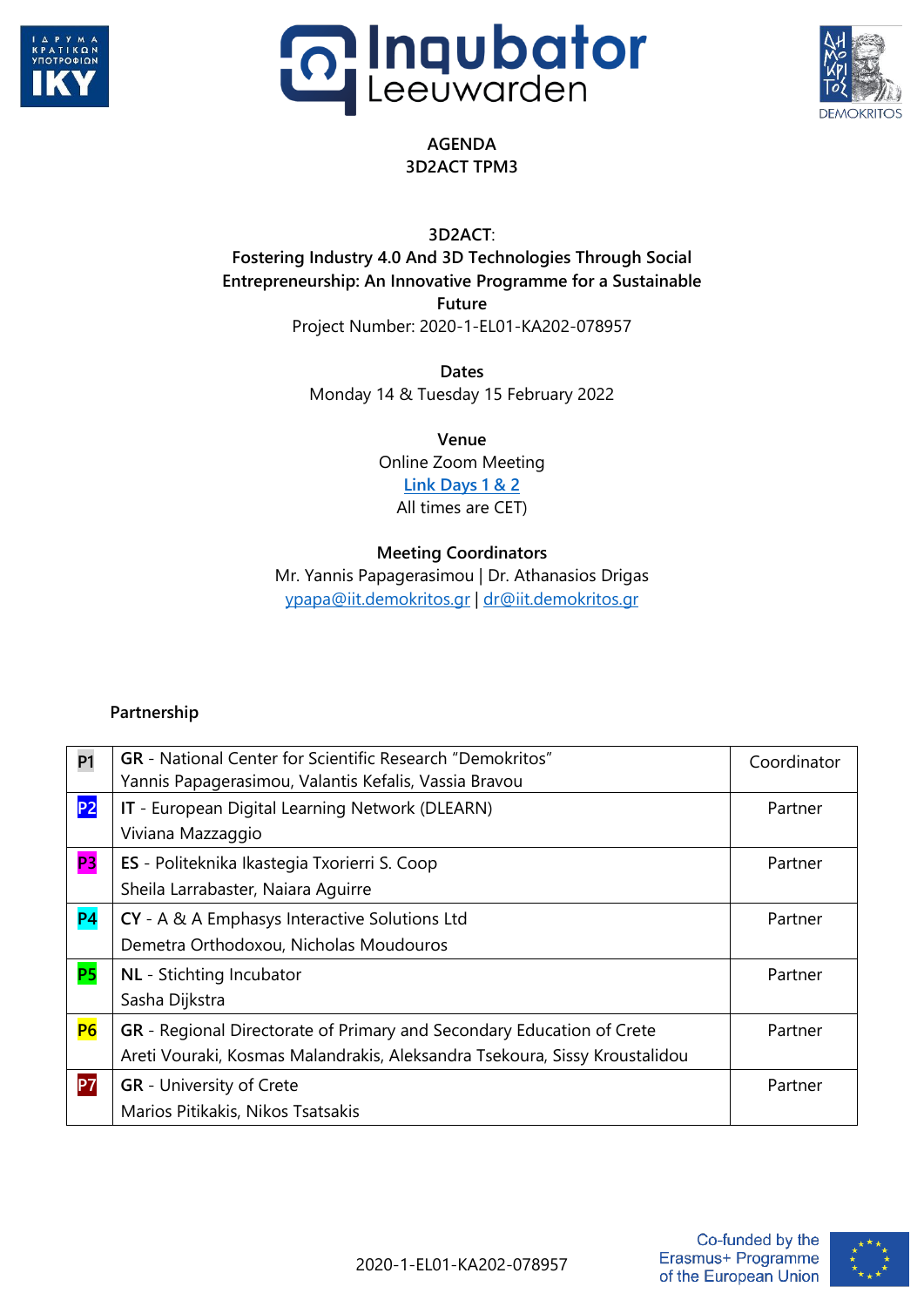# AGENDA
## 3D2ACT TPM3

**3D2ACT:**
**Fostering Industry 4.0 And 3D Technologies Through Social Entrepreneurship: An Innovative Programme for a Sustainable Future**
Project Number: 2020-1-EL01-KA202-078957

**Dates**
Monday 14 & Tuesday 15 February 2022

**Venue**
Online Zoom Meeting
[Link Days 1 & 2]
All times are CET)

**Meeting Coordinators**
Mr. Yannis Papagerasimou | Dr. Athanasios Drigas
ypapa@iit.demokritos.gr | dr@iit.demokritos.gr

**Partnership**

| | | |
|---|---|---|
| **P1** | **GR** - National Center for Scientific Research "Demokritos"<br>Yannis Papagerasimou, Valantis Kefalis, Vassia Bravou | Coordinator |
| **P2** | **IT** - European Digital Learning Network (DLEARN)<br>Viviana Mazzaggio | Partner |
| **P3** | **ES** - Politeknika Ikastegia Txorierri S. Coop<br>Sheila Larrabaster, Naiara Aguirre | Partner |
| **P4** | **CY** - A & A Emphasys Interactive Solutions Ltd<br>Demetra Orthodoxou, Nicholas Moudouros | Partner |
| **P5** | **NL** - Stichting Incubator<br>Sasha Dijkstra | Partner |
| **P6** | **GR** - Regional Directorate of Primary and Secondary Education of Crete<br>Areti Vouraki, Kosmas Malandrakis, Aleksandra Tsekoura, Sissy Kroustalidou | Partner |
| **P7** | **GR** - University of Crete<br>Marios Pitikakis, Nikos Tsatsakis | Partner |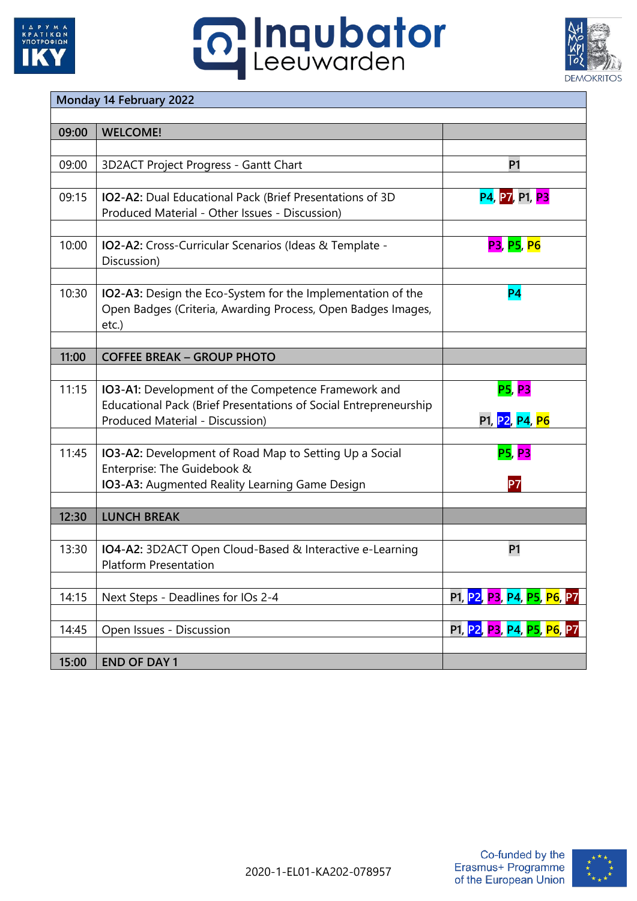| Monday 14 February 2022 | | |
|---|---|---|
| **09:00** | **WELCOME!** | |
| 09:00 | 3D2ACT Project Progress - Gantt Chart | P1 |
| 09:15 | **IO2-A2:** Dual Educational Pack (Brief Presentations of 3D Produced Material - Other Issues - Discussion) | P4, P7, P1, P3 |
| 10:00 | **IO2-A2:** Cross-Curricular Scenarios (Ideas & Template - Discussion) | P3, P5, P6 |
| 10:30 | **IO2-A3:** Design the Eco-System for the Implementation of the Open Badges (Criteria, Awarding Process, Open Badges Images, etc.) | P4 |
| **11:00** | **COFFEE BREAK – GROUP PHOTO** | |
| 11:15 | **IO3-A1:** Development of the Competence Framework and Educational Pack (Brief Presentations of Social Entrepreneurship Produced Material - Discussion) | P5, P3<br><br>P1, P2, P4, P6 |
| 11:45 | **IO3-A2:** Development of Road Map to Setting Up a Social Enterprise: The Guidebook &<br>**IO3-A3:** Augmented Reality Learning Game Design | P5, P3<br><br>P7 |
| **12:30** | **LUNCH BREAK** | |
| 13:30 | **IO4-A2:** 3D2ACT Open Cloud-Based & Interactive e-Learning Platform Presentation | P1 |
| 14:15 | Next Steps - Deadlines for IOs 2-4 | P1, P2, P3, P4, P5, P6, P7 |
| 14:45 | Open Issues - Discussion | P1, P2, P3, P4, P5, P6, P7 |
| **15:00** | **END OF DAY 1** | |

2020-1-EL01-KA202-078957

Co-funded by the Erasmus+ Programme of the European Union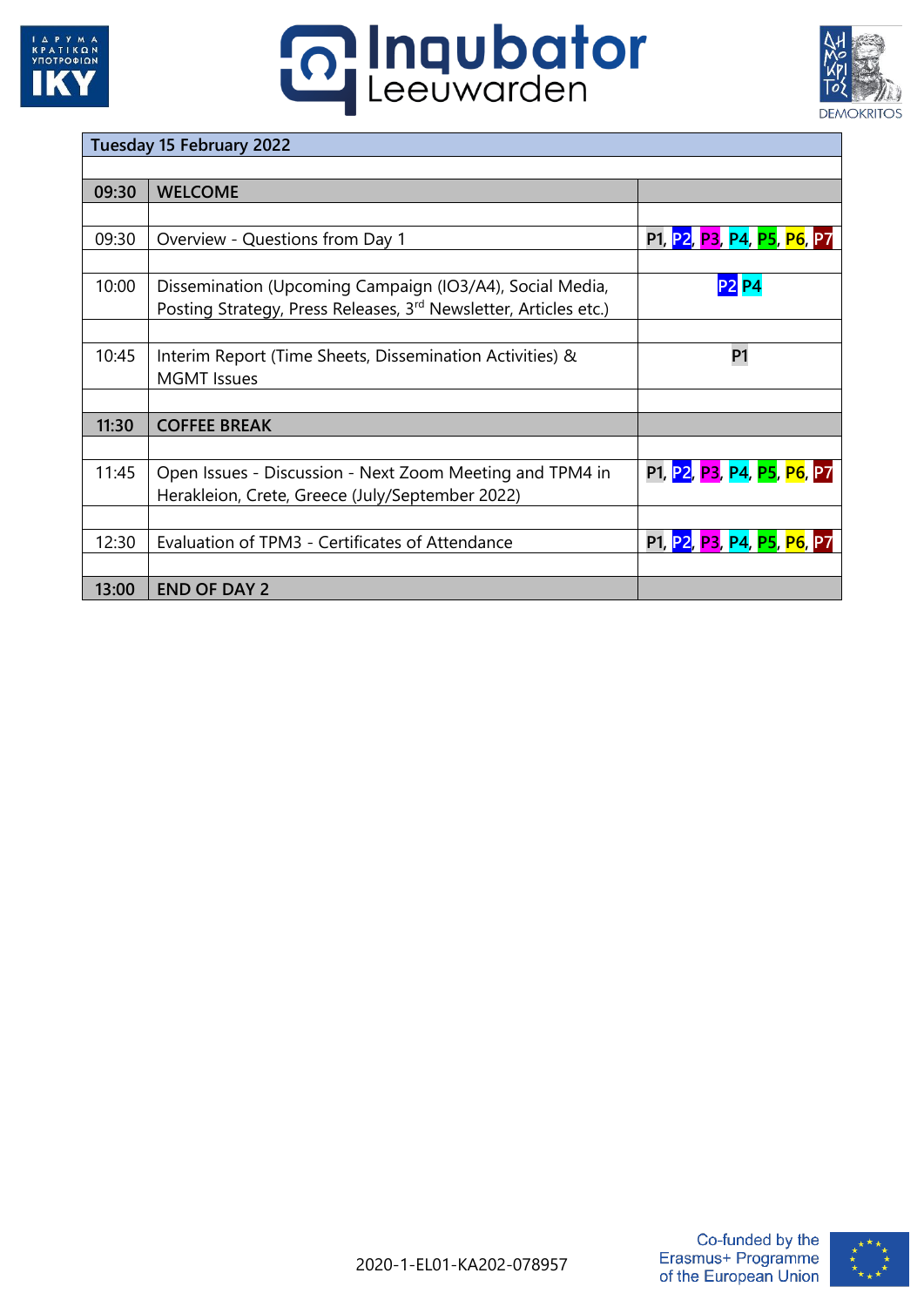| Tuesday 15 February 2022 | | |
|---|---|---|
| **09:30** | **WELCOME** | |
| 09:30 | Overview - Questions from Day 1 | **P1, P2, P3, P4, P5, P6, P7** |
| 10:00 | Dissemination (Upcoming Campaign (IO3/A4), Social Media, Posting Strategy, Press Releases, 3rd Newsletter, Articles etc.) | **P2 P4** |
| 10:45 | Interim Report (Time Sheets, Dissemination Activities) & MGMT Issues | **P1** |
| **11:30** | **COFFEE BREAK** | |
| 11:45 | Open Issues - Discussion - Next Zoom Meeting and TPM4 in Herakleion, Crete, Greece (July/September 2022) | **P1, P2, P3, P4, P5, P6, P7** |
| 12:30 | Evaluation of TPM3 - Certificates of Attendance | **P1, P2, P3, P4, P5, P6, P7** |
| **13:00** | **END OF DAY 2** | |

2020-1-EL01-KA202-078957

Co-funded by the Erasmus+ Programme of the European Union